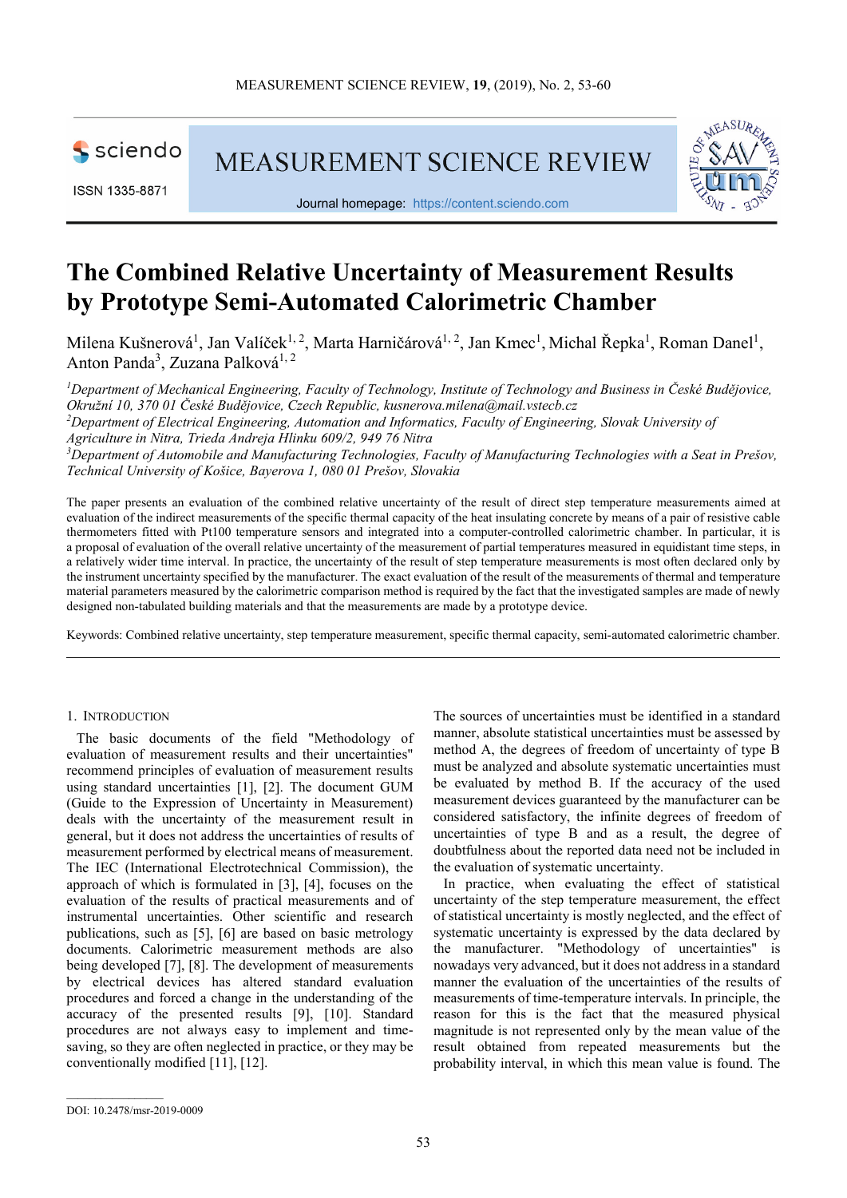# The Combined Relative Uncertainty of Measurement Results by Prototype Semi-Automated Calorimetric Chamber

Milena Kušnerová[1], Jan Valíček[1, 2], Marta Harničárová[1, 2], Jan Kmec[1], Michal Řepka[1], Roman Danel[1], Anton Panda[3], Zuzana Palková[1, 2]

[1]*Department of Mechanical Engineering, Faculty of Technology, Institute of Technology and Business in České Budějovice, Okružní 10, 370 01 České Budějovice, Czech Republic, kusnerova.milena@mail.vstecb.cz*

[2]*Department of Electrical Engineering, Automation and Informatics, Faculty of Engineering, Slovak University of Agriculture in Nitra, Trieda Andreja Hlinku 609/2, 949 76 Nitra*

[3]*Department of Automobile and Manufacturing Technologies, Faculty of Manufacturing Technologies with a Seat in Prešov, Technical University of Košice, Bayerova 1, 080 01 Prešov, Slovakia*

The paper presents an evaluation of the combined relative uncertainty of the result of direct step temperature measurements aimed at evaluation of the indirect measurements of the specific thermal capacity of the heat insulating concrete by means of a pair of resistive cable thermometers fitted with Pt100 temperature sensors and integrated into a computer-controlled calorimetric chamber. In particular, it is a proposal of evaluation of the overall relative uncertainty of the measurement of partial temperatures measured in equidistant time steps, in a relatively wider time interval. In practice, the uncertainty of the result of step temperature measurements is most often declared only by the instrument uncertainty specified by the manufacturer. The exact evaluation of the result of the measurements of thermal and temperature material parameters measured by the calorimetric comparison method is required by the fact that the investigated samples are made of newly designed non-tabulated building materials and that the measurements are made by a prototype device.

Keywords: Combined relative uncertainty, step temperature measurement, specific thermal capacity, semi-automated calorimetric chamber.

## 1. Introduction

The basic documents of the field "Methodology of evaluation of measurement results and their uncertainties" recommend principles of evaluation of measurement results using standard uncertainties [1], [2]. The document GUM (Guide to the Expression of Uncertainty in Measurement) deals with the uncertainty of the measurement result in general, but it does not address the uncertainties of results of measurement performed by electrical means of measurement. The IEC (International Electrotechnical Commission), the approach of which is formulated in [3], [4], focuses on the evaluation of the results of practical measurements and of instrumental uncertainties. Other scientific and research publications, such as [5], [6] are based on basic metrology documents. Calorimetric measurement methods are also being developed [7], [8]. The development of measurements by electrical devices has altered standard evaluation procedures and forced a change in the understanding of the accuracy of the presented results [9], [10]. Standard procedures are not always easy to implement and time-saving, so they are often neglected in practice, or they may be conventionally modified [11], [12].

The sources of uncertainties must be identified in a standard manner, absolute statistical uncertainties must be assessed by method A, the degrees of freedom of uncertainty of type B must be analyzed and absolute systematic uncertainties must be evaluated by method B. If the accuracy of the used measurement devices guaranteed by the manufacturer can be considered satisfactory, the infinite degrees of freedom of uncertainties of type B and as a result, the degree of doubtfulness about the reported data need not be included in the evaluation of systematic uncertainty.

In practice, when evaluating the effect of statistical uncertainty of the step temperature measurement, the effect of statistical uncertainty is mostly neglected, and the effect of systematic uncertainty is expressed by the data declared by the manufacturer. "Methodology of uncertainties" is nowadays very advanced, but it does not address in a standard manner the evaluation of the uncertainties of the results of measurements of time-temperature intervals. In principle, the reason for this is the fact that the measured physical magnitude is not represented only by the mean value of the result obtained from repeated measurements but the probability interval, in which this mean value is found. The

DOI: 10.2478/msr-2019-0009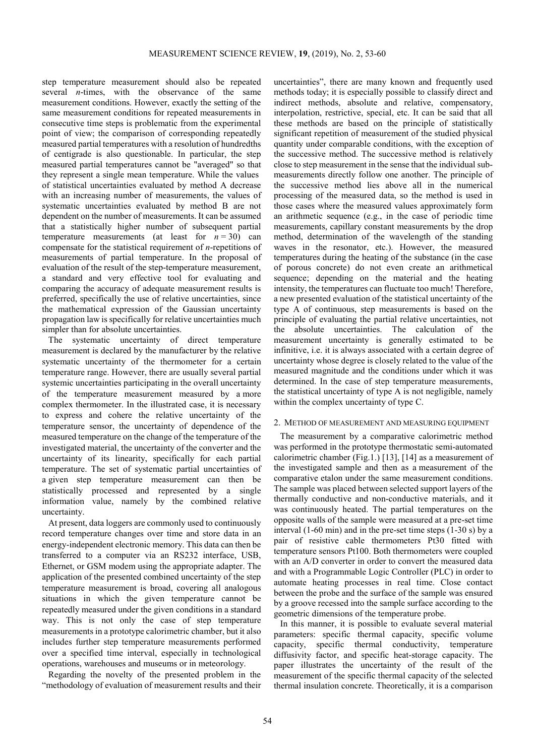step temperature measurement should also be repeated several $n$-times, with the observance of the same measurement conditions. However, exactly the setting of the same measurement conditions for repeated measurements in consecutive time steps is problematic from the experimental point of view; the comparison of corresponding repeatedly measured partial temperatures with a resolution of hundredths of centigrade is also questionable. In particular, the step measured partial temperatures cannot be "averaged" so that they represent a single mean temperature. While the values of statistical uncertainties evaluated by method A decrease with an increasing number of measurements, the values of systematic uncertainties evaluated by method B are not dependent on the number of measurements. It can be assumed that a statistically higher number of subsequent partial temperature measurements (at least for $n = 30$) can compensate for the statistical requirement of $n$-repetitions of measurements of partial temperature. In the proposal of evaluation of the result of the step-temperature measurement, a standard and very effective tool for evaluating and comparing the accuracy of adequate measurement results is preferred, specifically the use of relative uncertainties, since the mathematical expression of the Gaussian uncertainty propagation law is specifically for relative uncertainties much simpler than for absolute uncertainties.

The systematic uncertainty of direct temperature measurement is declared by the manufacturer by the relative systematic uncertainty of the thermometer for a certain temperature range. However, there are usually several partial systemic uncertainties participating in the overall uncertainty of the temperature measurement measured by a more complex thermometer. In the illustrated case, it is necessary to express and cohere the relative uncertainty of the temperature sensor, the uncertainty of dependence of the measured temperature on the change of the temperature of the investigated material, the uncertainty of the converter and the uncertainty of its linearity, specifically for each partial temperature. The set of systematic partial uncertainties of a given step temperature measurement can then be statistically processed and represented by a single information value, namely by the combined relative uncertainty.

At present, data loggers are commonly used to continuously record temperature changes over time and store data in an energy-independent electronic memory. This data can then be transferred to a computer via an RS232 interface, USB, Ethernet, or GSM modem using the appropriate adapter. The application of the presented combined uncertainty of the step temperature measurement is broad, covering all analogous situations in which the given temperature cannot be repeatedly measured under the given conditions in a standard way. This is not only the case of step temperature measurements in a prototype calorimetric chamber, but it also includes further step temperature measurements performed over a specified time interval, especially in technological operations, warehouses and museums or in meteorology.

Regarding the novelty of the presented problem in the "methodology of evaluation of measurement results and their uncertainties", there are many known and frequently used methods today; it is especially possible to classify direct and indirect methods, absolute and relative, compensatory, interpolation, restrictive, special, etc. It can be said that all these methods are based on the principle of statistically significant repetition of measurement of the studied physical quantity under comparable conditions, with the exception of the successive method. The successive method is relatively close to step measurement in the sense that the individual sub-measurements directly follow one another. The principle of the successive method lies above all in the numerical processing of the measured data, so the method is used in those cases where the measured values approximately form an arithmetic sequence (e.g., in the case of periodic time measurements, capillary constant measurements by the drop method, determination of the wavelength of the standing waves in the resonator, etc.). However, the measured temperatures during the heating of the substance (in the case of porous concrete) do not even create an arithmetical sequence; depending on the material and the heating intensity, the temperatures can fluctuate too much! Therefore, a new presented evaluation of the statistical uncertainty of the type A of continuous, step measurements is based on the principle of evaluating the partial relative uncertainties, not the absolute uncertainties. The calculation of the measurement uncertainty is generally estimated to be infinitive, i.e. it is always associated with a certain degree of uncertainty whose degree is closely related to the value of the measured magnitude and the conditions under which it was determined. In the case of step temperature measurements, the statistical uncertainty of type A is not negligible, namely within the complex uncertainty of type C.

## 2. Method of measurement and measuring equipment

The measurement by a comparative calorimetric method was performed in the prototype thermostatic semi-automated calorimetric chamber (Fig.1.) [13], [14] as a measurement of the investigated sample and then as a measurement of the comparative etalon under the same measurement conditions. The sample was placed between selected support layers of the thermally conductive and non-conductive materials, and it was continuously heated. The partial temperatures on the opposite walls of the sample were measured at a pre-set time interval (1-60 min) and in the pre-set time steps (1-30 s) by a pair of resistive cable thermometers Pt30 fitted with temperature sensors Pt100. Both thermometers were coupled with an A/D converter in order to convert the measured data and with a Programmable Logic Controller (PLC) in order to automate heating processes in real time. Close contact between the probe and the surface of the sample was ensured by a groove recessed into the sample surface according to the geometric dimensions of the temperature probe.

In this manner, it is possible to evaluate several material parameters: specific thermal capacity, specific volume capacity, specific thermal conductivity, temperature diffusivity factor, and specific heat-storage capacity. The paper illustrates the uncertainty of the result of the measurement of the specific thermal capacity of the selected thermal insulation concrete. Theoretically, it is a comparison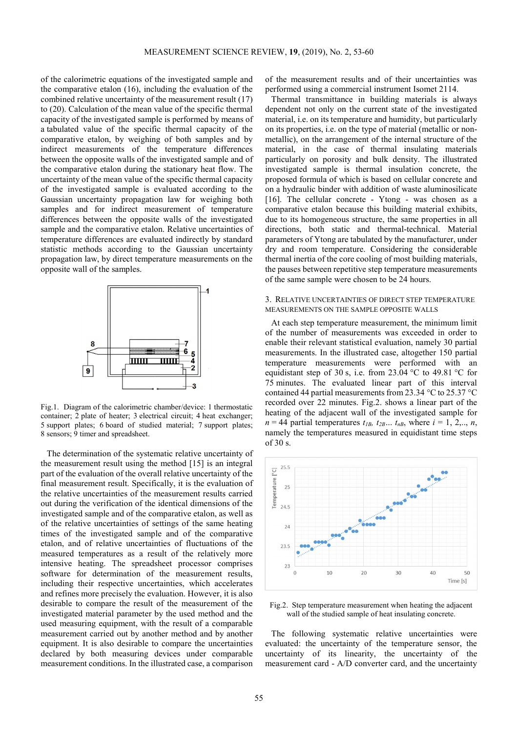of the calorimetric equations of the investigated sample and the comparative etalon (16), including the evaluation of the combined relative uncertainty of the measurement result (17) to (20). Calculation of the mean value of the specific thermal capacity of the investigated sample is performed by means of a tabulated value of the specific thermal capacity of the comparative etalon, by weighing of both samples and by indirect measurements of the temperature differences between the opposite walls of the investigated sample and of the comparative etalon during the stationary heat flow. The uncertainty of the mean value of the specific thermal capacity of the investigated sample is evaluated according to the Gaussian uncertainty propagation law for weighing both samples and for indirect measurement of temperature differences between the opposite walls of the investigated sample and the comparative etalon. Relative uncertainties of temperature differences are evaluated indirectly by standard statistic methods according to the Gaussian uncertainty propagation law, by direct temperature measurements on the opposite wall of the samples.

Fig.1. Diagram of the calorimetric chamber/device: 1 thermostatic container; 2 plate of heater; 3 electrical circuit; 4 heat exchanger; 5 support plates; 6 board of studied material; 7 support plates; 8 sensors; 9 timer and spreadsheet.

The determination of the systematic relative uncertainty of the measurement result using the method [15] is an integral part of the evaluation of the overall relative uncertainty of the final measurement result. Specifically, it is the evaluation of the relative uncertainties of the measurement results carried out during the verification of the identical dimensions of the investigated sample and of the comparative etalon, as well as of the relative uncertainties of settings of the same heating times of the investigated sample and of the comparative etalon, and of relative uncertainties of fluctuations of the measured temperatures as a result of the relatively more intensive heating. The spreadsheet processor comprises software for determination of the measurement results, including their respective uncertainties, which accelerates and refines more precisely the evaluation. However, it is also desirable to compare the result of the measurement of the investigated material parameter by the used method and the used measuring equipment, with the result of a comparable measurement carried out by another method and by another equipment. It is also desirable to compare the uncertainties declared by both measuring devices under comparable measurement conditions. In the illustrated case, a comparison of the measurement results and of their uncertainties was performed using a commercial instrument Isomet 2114.

Thermal transmittance in building materials is always dependent not only on the current state of the investigated material, i.e. on its temperature and humidity, but particularly on its properties, i.e. on the type of material (metallic or non-metallic), on the arrangement of the internal structure of the material, in the case of thermal insulating materials particularly on porosity and bulk density. The illustrated investigated sample is thermal insulation concrete, the proposed formula of which is based on cellular concrete and on a hydraulic binder with addition of waste aluminosilicate [16]. The cellular concrete - Ytong - was chosen as a comparative etalon because this building material exhibits, due to its homogeneous structure, the same properties in all directions, both static and thermal-technical. Material parameters of Ytong are tabulated by the manufacturer, under dry and room temperature. Considering the considerable thermal inertia of the core cooling of most building materials, the pauses between repetitive step temperature measurements of the same sample were chosen to be 24 hours.

## 3. Relative uncertainties of direct step temperature measurements on the sample opposite walls

At each step temperature measurement, the minimum limit of the number of measurements was exceeded in order to enable their relevant statistical evaluation, namely 30 partial measurements. In the illustrated case, altogether 150 partial temperature measurements were performed with an equidistant step of 30 s, i.e. from 23.04 °C to 49.81 °C for 75 minutes. The evaluated linear part of this interval contained 44 partial measurements from 23.34 °C to 25.37 °C recorded over 22 minutes. Fig.2. shows a linear part of the heating of the adjacent wall of the investigated sample for $n = 44$ partial temperatures $t_{1B}$, $t_{2B}$... $t_{nB}$, where $i = 1, 2,.., n$, namely the temperatures measured in equidistant time steps of 30 s.

Fig.2. Step temperature measurement when heating the adjacent wall of the studied sample of heat insulating concrete.

The following systematic relative uncertainties were evaluated: the uncertainty of the temperature sensor, the uncertainty of its linearity, the uncertainty of the measurement card - A/D converter card, and the uncertainty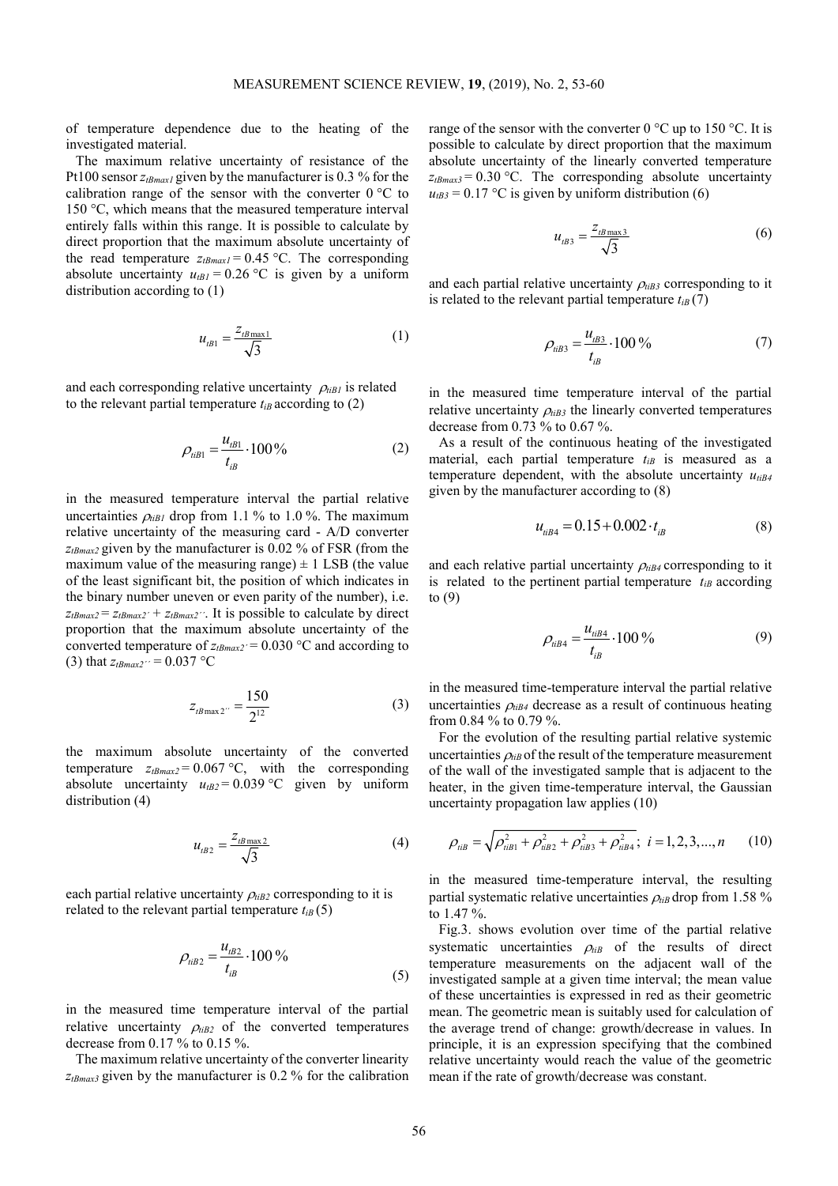of temperature dependence due to the heating of the investigated material.

The maximum relative uncertainty of resistance of the Pt100 sensor $z_{tBmax1}$ given by the manufacturer is 0.3 % for the calibration range of the sensor with the converter 0 °C to 150 °C, which means that the measured temperature interval entirely falls within this range. It is possible to calculate by direct proportion that the maximum absolute uncertainty of the read temperature $z_{tBmax1} = 0.45$ °C. The corresponding absolute uncertainty $u_{tB1} = 0.26$ °C is given by a uniform distribution according to (1)

$$u_{tB1} = \frac{z_{tB\max 1}}{\sqrt{3}} \tag{1}$$

and each corresponding relative uncertainty $\rho_{tiB1}$ is related to the relevant partial temperature $t_{iB}$ according to (2)

$$\rho_{tiB1} = \frac{u_{tB1}}{t_{iB}} \cdot 100\,\% \tag{2}$$

in the measured temperature interval the partial relative uncertainties $\rho_{tiB1}$ drop from 1.1 % to 1.0 %. The maximum relative uncertainty of the measuring card - A/D converter $z_{tBmax2}$ given by the manufacturer is 0.02 % of FSR (from the maximum value of the measuring range) ± 1 LSB (the value of the least significant bit, the position of which indicates in the binary number uneven or even parity of the number), i.e. $z_{tBmax2} = z_{tBmax2'} + z_{tBmax2''}$. It is possible to calculate by direct proportion that the maximum absolute uncertainty of the converted temperature of $z_{tBmax2'} = 0.030$ °C and according to (3) that $z_{tBmax2''} = 0.037$ °C

$$z_{tB\max 2''} = \frac{150}{2^{12}} \tag{3}$$

the maximum absolute uncertainty of the converted temperature $z_{tBmax2} = 0.067$ °C, with the corresponding absolute uncertainty $u_{tB2} = 0.039$ °C given by uniform distribution (4)

$$u_{tB2} = \frac{z_{tB\max 2}}{\sqrt{3}} \tag{4}$$

each partial relative uncertainty $\rho_{tiB2}$ corresponding to it is related to the relevant partial temperature $t_{iB}$ (5)

$$\rho_{tiB2} = \frac{u_{tB2}}{t_{iB}} \cdot 100\,\% \tag{5}$$

in the measured time temperature interval of the partial relative uncertainty $\rho_{tiB2}$ of the converted temperatures decrease from 0.17 % to 0.15 %.

The maximum relative uncertainty of the converter linearity $z_{tBmax3}$ given by the manufacturer is 0.2 % for the calibration range of the sensor with the converter 0 °C up to 150 °C. It is possible to calculate by direct proportion that the maximum absolute uncertainty of the linearly converted temperature $z_{tBmax3} = 0.30$ °C. The corresponding absolute uncertainty $u_{tB3} = 0.17$ °C is given by uniform distribution (6)

$$u_{tB3} = \frac{z_{tB\max 3}}{\sqrt{3}} \tag{6}$$

and each partial relative uncertainty $\rho_{tiB3}$ corresponding to it is related to the relevant partial temperature $t_{iB}$ (7)

$$\rho_{tiB3} = \frac{u_{tB3}}{t_{iB}} \cdot 100\,\% \tag{7}$$

in the measured time temperature interval of the partial relative uncertainty $\rho_{tiB3}$ the linearly converted temperatures decrease from 0.73 % to 0.67 %.

As a result of the continuous heating of the investigated material, each partial temperature $t_{iB}$ is measured as a temperature dependent, with the absolute uncertainty $u_{tiB4}$ given by the manufacturer according to (8)

$$u_{tiB4} = 0.15 + 0.002 \cdot t_{iB} \tag{8}$$

and each relative partial uncertainty $\rho_{tiB4}$ corresponding to it is related to the pertinent partial temperature $t_{iB}$ according to (9)

$$\rho_{tiB4} = \frac{u_{tiB4}}{t_{iB}} \cdot 100\,\% \tag{9}$$

in the measured time-temperature interval the partial relative uncertainties $\rho_{tiB4}$ decrease as a result of continuous heating from 0.84 % to 0.79 %.

For the evolution of the resulting partial relative systemic uncertainties $\rho_{tiB}$ of the result of the temperature measurement of the wall of the investigated sample that is adjacent to the heater, in the given time-temperature interval, the Gaussian uncertainty propagation law applies (10)

$$\rho_{tiB} = \sqrt{\rho_{tiB1}^2 + \rho_{tiB2}^2 + \rho_{tiB3}^2 + \rho_{tiB4}^2}\,; \; i = 1, 2, 3, ..., n \tag{10}$$

in the measured time-temperature interval, the resulting partial systematic relative uncertainties $\rho_{tiB}$ drop from 1.58 % to 1.47 %.

Fig.3. shows evolution over time of the partial relative systematic uncertainties $\rho_{tiB}$ of the results of direct temperature measurements on the adjacent wall of the investigated sample at a given time interval; the mean value of these uncertainties is expressed in red as their geometric mean. The geometric mean is suitably used for calculation of the average trend of change: growth/decrease in values. In principle, it is an expression specifying that the combined relative uncertainty would reach the value of the geometric mean if the rate of growth/decrease was constant.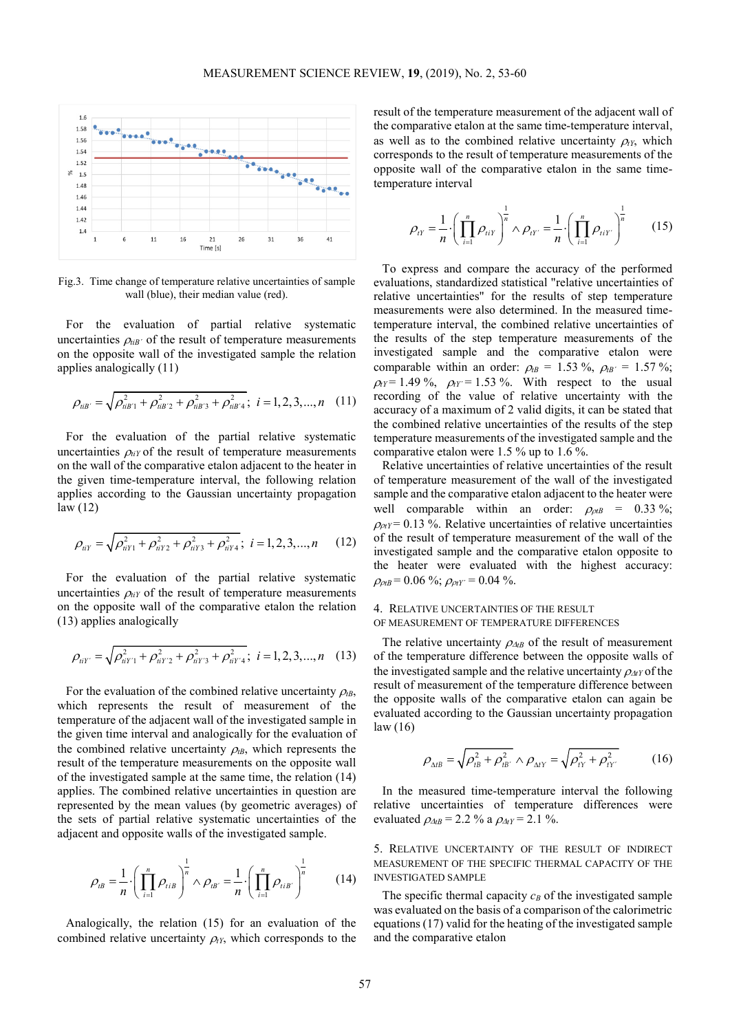Fig.3. Time change of temperature relative uncertainties of sample wall (blue), their median value (red).

For the evaluation of partial relative systematic uncertainties $\rho_{tiB'}$ of the result of temperature measurements on the opposite wall of the investigated sample the relation applies analogically (11)

$$\rho_{tiB'} = \sqrt{\rho_{tiB'1}^2 + \rho_{tiB'2}^2 + \rho_{tiB'3}^2 + \rho_{tiB'4}^2}\,;\ i = 1,2,3,...,n \quad (11)$$

For the evaluation of the partial relative systematic uncertainties $\rho_{tiY}$ of the result of temperature measurements on the wall of the comparative etalon adjacent to the heater in the given time-temperature interval, the following relation applies according to the Gaussian uncertainty propagation law (12)

$$\rho_{tiY} = \sqrt{\rho_{tiY1}^2 + \rho_{tiY2}^2 + \rho_{tiY3}^2 + \rho_{tiY4}^2}\,;\ i = 1,2,3,...,n \quad (12)$$

For the evaluation of the partial relative systematic uncertainties $\rho_{tiY'}$ of the result of temperature measurements on the opposite wall of the comparative etalon the relation (13) applies analogically

$$\rho_{tiY'} = \sqrt{\rho_{tiY'1}^2 + \rho_{tiY'2}^2 + \rho_{tiY'3}^2 + \rho_{tiY'4}^2}\,;\ i = 1,2,3,...,n \quad (13)$$

For the evaluation of the combined relative uncertainty $\rho_{tB}$, which represents the result of measurement of the temperature of the adjacent wall of the investigated sample in the given time interval and analogically for the evaluation of the combined relative uncertainty $\rho_{tB'}$, which represents the result of the temperature measurements on the opposite wall of the investigated sample at the same time, the relation (14) applies. The combined relative uncertainties in question are represented by the mean values (by geometric averages) of the sets of partial relative systematic uncertainties of the adjacent and opposite walls of the investigated sample.

$$\rho_{tB} = \frac{1}{n}\cdot\left(\prod_{i=1}^{n}\rho_{tiB}\right)^{\frac{1}{n}} \wedge \rho_{tB'} = \frac{1}{n}\cdot\left(\prod_{i=1}^{n}\rho_{tiB'}\right)^{\frac{1}{n}} \quad (14)$$

Analogically, the relation (15) for an evaluation of the combined relative uncertainty $\rho_{tY}$, which corresponds to the result of the temperature measurement of the adjacent wall of the comparative etalon at the same time-temperature interval, as well as the combined relative uncertainty $\rho_{tY'}$, which corresponds to the result of temperature measurements of the opposite wall of the comparative etalon in the same time-temperature interval

$$\rho_{tY} = \frac{1}{n}\cdot\left(\prod_{i=1}^{n}\rho_{tiY}\right)^{\frac{1}{n}} \wedge \rho_{tY'} = \frac{1}{n}\cdot\left(\prod_{i=1}^{n}\rho_{tiY'}\right)^{\frac{1}{n}} \quad (15)$$

To express and compare the accuracy of the performed evaluations, standardized statistical "relative uncertainties of relative uncertainties" for the results of step temperature measurements were also determined. In the measured time-temperature interval, the combined relative uncertainties of the results of the step temperature measurements of the investigated sample and the comparative etalon were comparable within an order: $\rho_{tB}$ = 1.53 %, $\rho_{tB'}$ = 1.57 %; $\rho_{tY}$ = 1.49 %, $\rho_{tY'}$ = 1.53 %. With respect to the usual recording of the value of relative uncertainty with the accuracy of a maximum of 2 valid digits, it can be stated that the combined relative uncertainties of the results of the step temperature measurements of the investigated sample and the comparative etalon were 1.5 % up to 1.6 %.

Relative uncertainties of relative uncertainties of the result of temperature measurement of the wall of the investigated sample and the comparative etalon adjacent to the heater were well comparable within an order: $\rho_{\rho tB}$ = 0.33 %; $\rho_{\rho tY}$ = 0.13 %. Relative uncertainties of relative uncertainties of the result of temperature measurement of the wall of the investigated sample and the comparative etalon opposite to the heater were evaluated with the highest accuracy: $\rho_{\rho tB}$ = 0.06 %; $\rho_{\rho tY'}$ = 0.04 %.

## 4. Relative uncertainties of the result of measurement of temperature differences

The relative uncertainty $\rho_{\Delta tB}$ of the result of measurement of the temperature difference between the opposite walls of the investigated sample and the relative uncertainty $\rho_{\Delta tY}$ of the result of measurement of the temperature difference between the opposite walls of the comparative etalon can again be evaluated according to the Gaussian uncertainty propagation law (16)

$$\rho_{\Delta tB} = \sqrt{\rho_{tB}^2 + \rho_{tB'}^2} \wedge \rho_{\Delta tY} = \sqrt{\rho_{tY}^2 + \rho_{tY'}^2} \quad (16)$$

In the measured time-temperature interval the following relative uncertainties of temperature differences were evaluated $\rho_{\Delta tB}$ = 2.2 % a $\rho_{\Delta tY}$ = 2.1 %.

## 5. Relative uncertainty of the result of indirect measurement of the specific thermal capacity of the investigated sample

The specific thermal capacity $c_B$ of the investigated sample was evaluated on the basis of a comparison of the calorimetric equations (17) valid for the heating of the investigated sample and the comparative etalon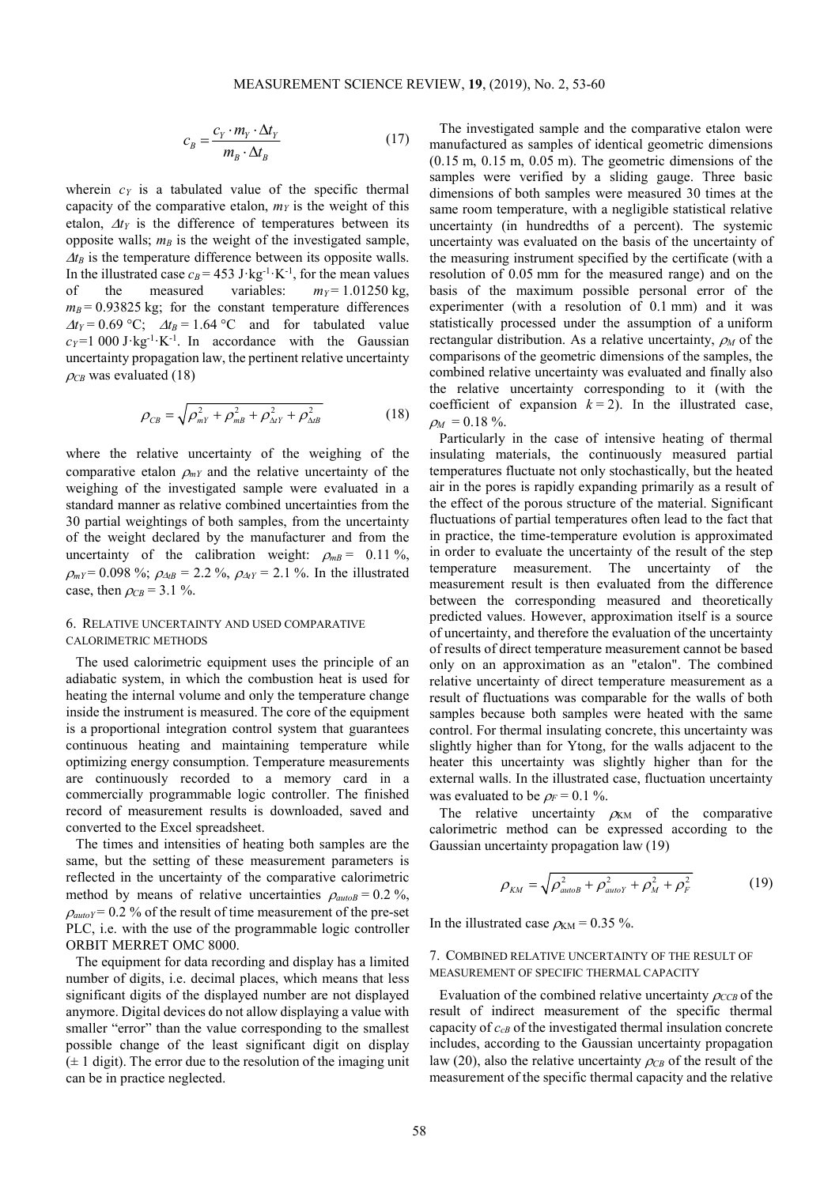$$c_B = \frac{c_Y \cdot m_Y \cdot \Delta t_Y}{m_B \cdot \Delta t_B} \tag{17}$$

wherein $c_Y$ is a tabulated value of the specific thermal capacity of the comparative etalon, $m_Y$ is the weight of this etalon, $\Delta t_Y$ is the difference of temperatures between its opposite walls; $m_B$ is the weight of the investigated sample, $\Delta t_B$ is the temperature difference between its opposite walls. In the illustrated case $c_B = 453\ \text{J}\cdot\text{kg}^{-1}\cdot\text{K}^{-1}$, for the mean values of the measured variables: $m_Y = 1.01250$ kg, $m_B = 0.93825$ kg; for the constant temperature differences $\Delta t_Y = 0.69$ °C; $\Delta t_B = 1.64$ °C and for tabulated value $c_Y = 1\,000\ \text{J}\cdot\text{kg}^{-1}\cdot\text{K}^{-1}$. In accordance with the Gaussian uncertainty propagation law, the pertinent relative uncertainty $\rho_{CB}$ was evaluated (18)

$$\rho_{CB} = \sqrt{\rho_{mY}^2 + \rho_{mB}^2 + \rho_{\Delta tY}^2 + \rho_{\Delta tB}^2} \tag{18}$$

where the relative uncertainty of the weighing of the comparative etalon $\rho_{mY}$ and the relative uncertainty of the weighing of the investigated sample were evaluated in a standard manner as relative combined uncertainties from the 30 partial weightings of both samples, from the uncertainty of the weight declared by the manufacturer and from the uncertainty of the calibration weight: $\rho_{mB} = 0.11$ %, $\rho_{mY} = 0.098$ %; $\rho_{\Delta tB} = 2.2$ %, $\rho_{\Delta tY} = 2.1$ %. In the illustrated case, then $\rho_{CB} = 3.1$ %.

## 6. Relative uncertainty and used comparative calorimetric methods

The used calorimetric equipment uses the principle of an adiabatic system, in which the combustion heat is used for heating the internal volume and only the temperature change inside the instrument is measured. The core of the equipment is a proportional integration control system that guarantees continuous heating and maintaining temperature while optimizing energy consumption. Temperature measurements are continuously recorded to a memory card in a commercially programmable logic controller. The finished record of measurement results is downloaded, saved and converted to the Excel spreadsheet.

The times and intensities of heating both samples are the same, but the setting of these measurement parameters is reflected in the uncertainty of the comparative calorimetric method by means of relative uncertainties $\rho_{autoB} = 0.2$ %, $\rho_{autoY} = 0.2$ % of the result of time measurement of the pre-set PLC, i.e. with the use of the programmable logic controller ORBIT MERRET OMC 8000.

The equipment for data recording and display has a limited number of digits, i.e. decimal places, which means that less significant digits of the displayed number are not displayed anymore. Digital devices do not allow displaying a value with smaller "error" than the value corresponding to the smallest possible change of the least significant digit on display (± 1 digit). The error due to the resolution of the imaging unit can be in practice neglected.

The investigated sample and the comparative etalon were manufactured as samples of identical geometric dimensions (0.15 m, 0.15 m, 0.05 m). The geometric dimensions of the samples were verified by a sliding gauge. Three basic dimensions of both samples were measured 30 times at the same room temperature, with a negligible statistical relative uncertainty (in hundredths of a percent). The systemic uncertainty was evaluated on the basis of the uncertainty of the measuring instrument specified by the certificate (with a resolution of 0.05 mm for the measured range) and on the basis of the maximum possible personal error of the experimenter (with a resolution of 0.1 mm) and it was statistically processed under the assumption of a uniform rectangular distribution. As a relative uncertainty, $\rho_M$ of the comparisons of the geometric dimensions of the samples, the combined relative uncertainty was evaluated and finally also the relative uncertainty corresponding to it (with the coefficient of expansion $k = 2$). In the illustrated case, $\rho_M = 0.18$ %.

Particularly in the case of intensive heating of thermal insulating materials, the continuously measured partial temperatures fluctuate not only stochastically, but the heated air in the pores is rapidly expanding primarily as a result of the effect of the porous structure of the material. Significant fluctuations of partial temperatures often lead to the fact that in practice, the time-temperature evolution is approximated in order to evaluate the uncertainty of the result of the step temperature measurement. The uncertainty of the measurement result is then evaluated from the difference between the corresponding measured and theoretically predicted values. However, approximation itself is a source of uncertainty, and therefore the evaluation of the uncertainty of results of direct temperature measurement cannot be based only on an approximation as an "etalon". The combined relative uncertainty of direct temperature measurement as a result of fluctuations was comparable for the walls of both samples because both samples were heated with the same control. For thermal insulating concrete, this uncertainty was slightly higher than for Ytong, for the walls adjacent to the heater this uncertainty was slightly higher than for the external walls. In the illustrated case, fluctuation uncertainty was evaluated to be $\rho_F = 0.1$ %.

The relative uncertainty $\rho_{KM}$ of the comparative calorimetric method can be expressed according to the Gaussian uncertainty propagation law (19)

$$\rho_{KM} = \sqrt{\rho_{autoB}^2 + \rho_{autoY}^2 + \rho_M^2 + \rho_F^2} \tag{19}$$

In the illustrated case $\rho_{KM} = 0.35$ %.

## 7. Combined relative uncertainty of the result of measurement of specific thermal capacity

Evaluation of the combined relative uncertainty $\rho_{CCB}$ of the result of indirect measurement of the specific thermal capacity of $c_{cB}$ of the investigated thermal insulation concrete includes, according to the Gaussian uncertainty propagation law (20), also the relative uncertainty $\rho_{CB}$ of the result of the measurement of the specific thermal capacity and the relative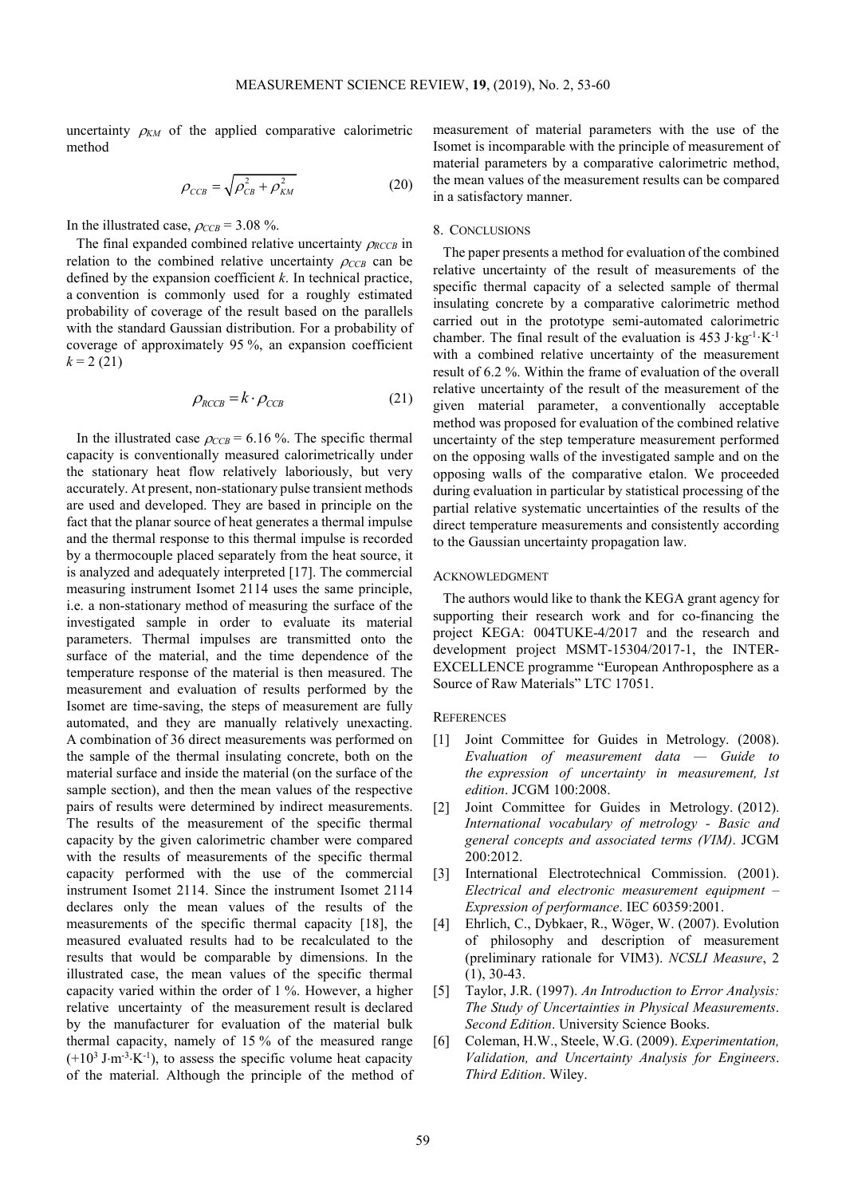uncertainty $\rho_{KM}$ of the applied comparative calorimetric method

$$\rho_{CCB} = \sqrt{\rho_{CB}^2 + \rho_{KM}^2} \tag{20}$$

In the illustrated case, $\rho_{CCB}$ = 3.08 %.

The final expanded combined relative uncertainty $\rho_{RCCB}$ in relation to the combined relative uncertainty $\rho_{CCB}$ can be defined by the expansion coefficient $k$. In technical practice, a convention is commonly used for a roughly estimated probability of coverage of the result based on the parallels with the standard Gaussian distribution. For a probability of coverage of approximately 95 %, an expansion coefficient $k$ = 2 (21)

$$\rho_{RCCB} = k \cdot \rho_{CCB} \tag{21}$$

In the illustrated case $\rho_{CCB}$ = 6.16 %. The specific thermal capacity is conventionally measured calorimetrically under the stationary heat flow relatively laboriously, but very accurately. At present, non-stationary pulse transient methods are used and developed. They are based in principle on the fact that the planar source of heat generates a thermal impulse and the thermal response to this thermal impulse is recorded by a thermocouple placed separately from the heat source, it is analyzed and adequately interpreted [17]. The commercial measuring instrument Isomet 2114 uses the same principle, i.e. a non-stationary method of measuring the surface of the investigated sample in order to evaluate its material parameters. Thermal impulses are transmitted onto the surface of the material, and the time dependence of the temperature response of the material is then measured. The measurement and evaluation of results performed by the Isomet are time-saving, the steps of measurement are fully automated, and they are manually relatively unexacting. A combination of 36 direct measurements was performed on the sample of the thermal insulating concrete, both on the material surface and inside the material (on the surface of the sample section), and then the mean values of the respective pairs of results were determined by indirect measurements. The results of the measurement of the specific thermal capacity by the given calorimetric chamber were compared with the results of measurements of the specific thermal capacity performed with the use of the commercial instrument Isomet 2114. Since the instrument Isomet 2114 declares only the mean values of the results of the measurements of the specific thermal capacity [18], the measured evaluated results had to be recalculated to the results that would be comparable by dimensions. In the illustrated case, the mean values of the specific thermal capacity varied within the order of 1 %. However, a higher relative uncertainty of the measurement result is declared by the manufacturer for evaluation of the material bulk thermal capacity, namely of 15 % of the measured range ($+10^3$ J·m$^{-3}$·K$^{-1}$), to assess the specific volume heat capacity of the material. Although the principle of the method of measurement of material parameters with the use of the Isomet is incomparable with the principle of measurement of material parameters by a comparative calorimetric method, the mean values of the measurement results can be compared in a satisfactory manner.

## 8. Conclusions

The paper presents a method for evaluation of the combined relative uncertainty of the result of measurements of the specific thermal capacity of a selected sample of thermal insulating concrete by a comparative calorimetric method carried out in the prototype semi-automated calorimetric chamber. The final result of the evaluation is 453 J·kg$^{-1}$·K$^{-1}$ with a combined relative uncertainty of the measurement result of 6.2 %. Within the frame of evaluation of the overall relative uncertainty of the result of the measurement of the given material parameter, a conventionally acceptable method was proposed for evaluation of the combined relative uncertainty of the step temperature measurement performed on the opposing walls of the investigated sample and on the opposing walls of the comparative etalon. We proceeded during evaluation in particular by statistical processing of the partial relative systematic uncertainties of the results of the direct temperature measurements and consistently according to the Gaussian uncertainty propagation law.

## Acknowledgment

The authors would like to thank the KEGA grant agency for supporting their research work and for co-financing the project KEGA: 004TUKE-4/2017 and the research and development project MSMT-15304/2017-1, the INTER-EXCELLENCE programme "European Anthroposphere as a Source of Raw Materials" LTC 17051.

## References

[1] Joint Committee for Guides in Metrology. (2008). *Evaluation of measurement data — Guide to the expression of uncertainty in measurement, 1st edition*. JCGM 100:2008.

[2] Joint Committee for Guides in Metrology. (2012). *International vocabulary of metrology - Basic and general concepts and associated terms (VIM)*. JCGM 200:2012.

[3] International Electrotechnical Commission. (2001). *Electrical and electronic measurement equipment – Expression of performance*. IEC 60359:2001.

[4] Ehrlich, C., Dybkaer, R., Wöger, W. (2007). Evolution of philosophy and description of measurement (preliminary rationale for VIM3). *NCSLI Measure*, 2 (1), 30-43.

[5] Taylor, J.R. (1997). *An Introduction to Error Analysis: The Study of Uncertainties in Physical Measurements. Second Edition*. University Science Books.

[6] Coleman, H.W., Steele, W.G. (2009). *Experimentation, Validation, and Uncertainty Analysis for Engineers. Third Edition*. Wiley.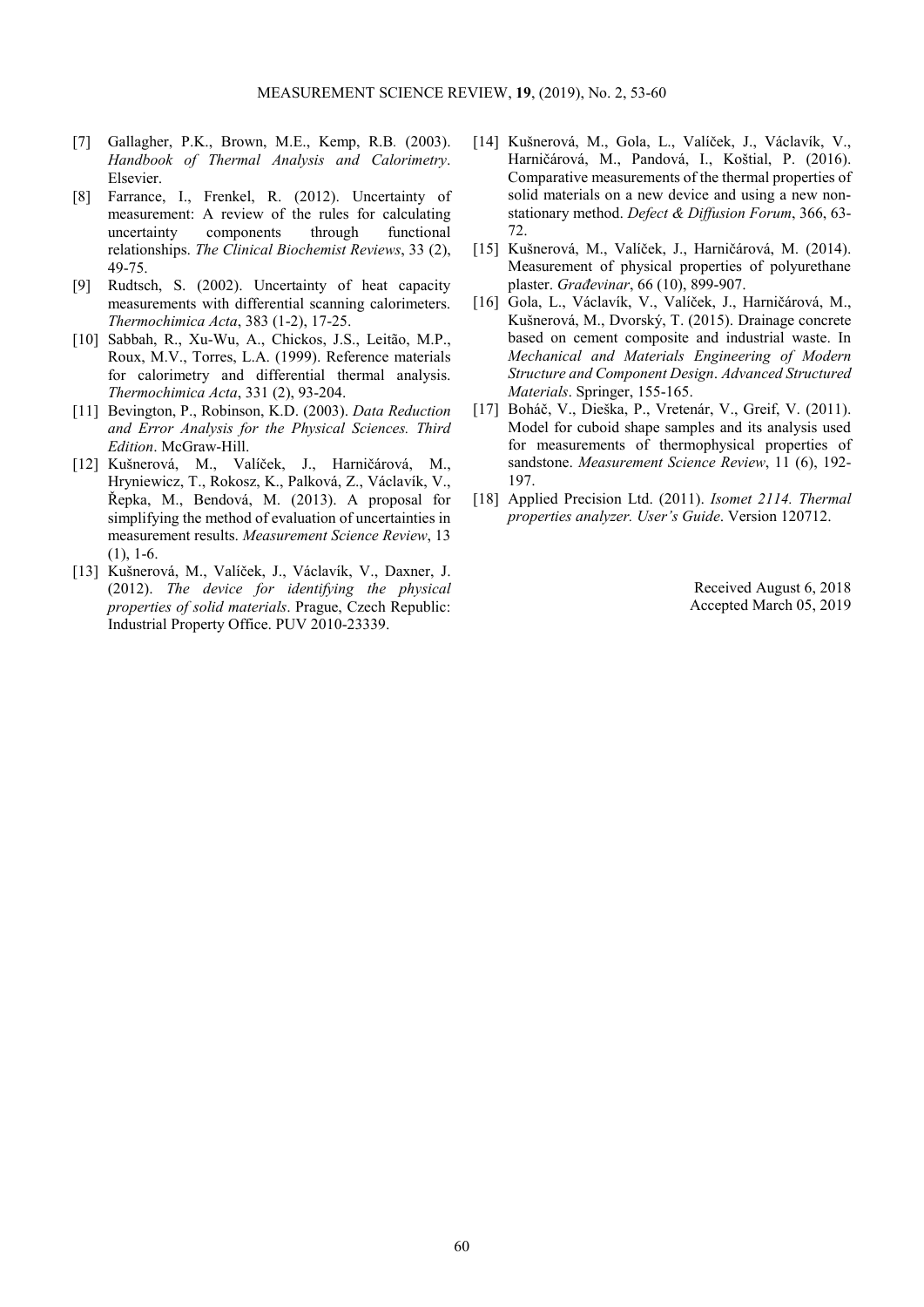[7] Gallagher, P.K., Brown, M.E., Kemp, R.B. (2003). *Handbook of Thermal Analysis and Calorimetry*. Elsevier.

[8] Farrance, I., Frenkel, R. (2012). Uncertainty of measurement: A review of the rules for calculating uncertainty components through functional relationships. *The Clinical Biochemist Reviews*, 33 (2), 49-75.

[9] Rudtsch, S. (2002). Uncertainty of heat capacity measurements with differential scanning calorimeters. *Thermochimica Acta*, 383 (1-2), 17-25.

[10] Sabbah, R., Xu-Wu, A., Chickos, J.S., Leitão, M.P., Roux, M.V., Torres, L.A. (1999). Reference materials for calorimetry and differential thermal analysis. *Thermochimica Acta*, 331 (2), 93-204.

[11] Bevington, P., Robinson, K.D. (2003). *Data Reduction and Error Analysis for the Physical Sciences. Third Edition*. McGraw-Hill.

[12] Kušnerová, M., Valíček, J., Harničárová, M., Hryniewicz, T., Rokosz, K., Palková, Z., Václavík, V., Řepka, M., Bendová, M. (2013). A proposal for simplifying the method of evaluation of uncertainties in measurement results. *Measurement Science Review*, 13 (1), 1-6.

[13] Kušnerová, M., Valíček, J., Václavík, V., Daxner, J. (2012). *The device for identifying the physical properties of solid materials*. Prague, Czech Republic: Industrial Property Office. PUV 2010-23339.

[14] Kušnerová, M., Gola, L., Valíček, J., Václavík, V., Harničárová, M., Pandová, I., Koštial, P. (2016). Comparative measurements of the thermal properties of solid materials on a new device and using a new non-stationary method. *Defect & Diffusion Forum*, 366, 63-72.

[15] Kušnerová, M., Valíček, J., Harničárová, M. (2014). Measurement of physical properties of polyurethane plaster. *Građevinar*, 66 (10), 899-907.

[16] Gola, L., Václavík, V., Valíček, J., Harničárová, M., Kušnerová, M., Dvorský, T. (2015). Drainage concrete based on cement composite and industrial waste. In *Mechanical and Materials Engineering of Modern Structure and Component Design*. *Advanced Structured Materials*. Springer, 155-165.

[17] Boháč, V., Dieška, P., Vretenár, V., Greif, V. (2011). Model for cuboid shape samples and its analysis used for measurements of thermophysical properties of sandstone. *Measurement Science Review*, 11 (6), 192-197.

[18] Applied Precision Ltd. (2011). *Isomet 2114. Thermal properties analyzer. User's Guide*. Version 120712.

Received August 6, 2018
Accepted March 05, 2019